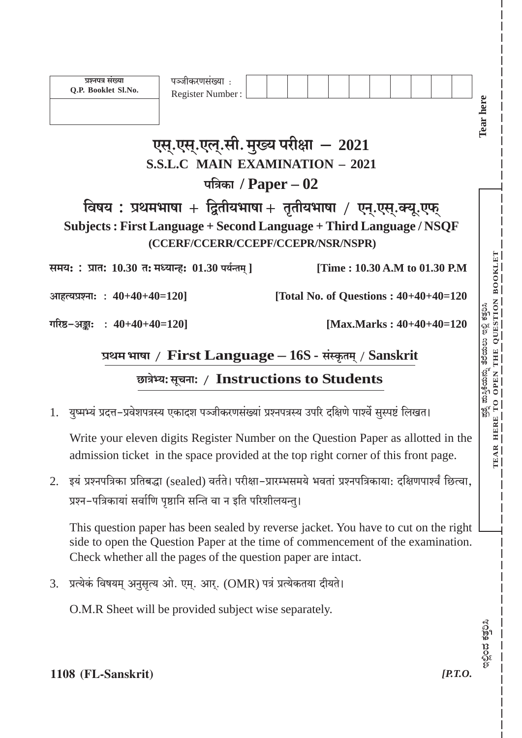| प्रश्नपत्र संख्या Q.P. Booklet Sl.No. | पञ्जीकरणसंख्या : Register Number : | | | | | | | | | | | |
|---|---|---|---|---|---|---|---|---|---|---|---|---|
| | | | | | | | | | | | | |

Tear here

# एस्.एस्.एल्.सी. मुख्य परीक्षा – 2021
# S.S.L.C MAIN EXAMINATION – 2021

## पत्रिका / Paper – 02

## विषय : प्रथमभाषा + द्वितीयभाषा + तृतीयभाषा / एन्.एस्.क्यू.एफ्

## Subjects : First Language + Second Language + Third Language / NSQF

**(CCERF/CCERR/CCEPF/CCEPR/NSR/NSPR)**

**समयः : प्रातः 10.30 तः मध्यान्हः 01.30 पर्यन्तम् ]** **[Time : 10.30 A.M to 01.30 P.M**

**आहत्यप्रश्नाः : 40+40+40=120]** **[Total No. of Questions : 40+40+40=120**

**गरिष्ठ–अङ्काः : 40+40+40=120]** **[Max.Marks : 40+40+40=120**

TEAR HERE TO OPEN THE QUESTION BOOKLET

## प्रथम भाषा / First Language – 16S - संस्कृतम् / Sanskrit

## छात्रेभ्यः सूचनाः / Instructions to Students

1. युष्मभ्यं प्रदत्त–प्रवेशपत्रस्य एकादश पञ्जीकरणसंख्यां प्रश्नपत्रस्य उपरि दक्षिणे पार्श्वे सुस्पष्टं लिखत।

   Write your eleven digits Register Number on the Question Paper as allotted in the admission ticket in the space provided at the top right corner of this front page.

2. इयं प्रश्नपत्रिका प्रतिबद्धा (sealed) वर्तते। परीक्षा–प्रारम्भसमये भवतां प्रश्नपत्रिकायाः दक्षिणपार्श्वं छित्वा, प्रश्न–पत्रिकायां सर्वाणि पृष्ठानि सन्ति वा न इति परिशीलयन्तु।

   This question paper has been sealed by reverse jacket. You have to cut on the right side to open the Question Paper at the time of commencement of the examination. Check whether all the pages of the question paper are intact.

3. प्रत्येकं विषयम् अनुसृत्य ओ. एम्. आर्. (OMR) पत्रं प्रत्येकतया दीयते।

   O.M.R Sheet will be provided subject wise separately.

**1108 (FL-Sanskrit)** *[P.T.O.*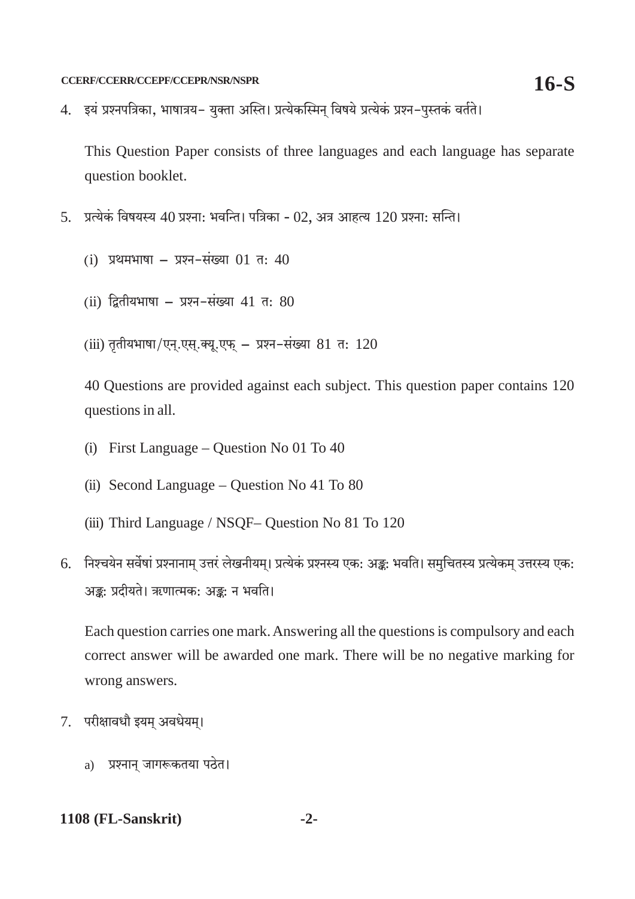4. इयं प्रश्नपत्रिका, भाषात्रय- युक्ता अस्ति। प्रत्येकस्मिन् विषये प्रत्येकं प्रश्न-पुस्तकं वर्तते।

   This Question Paper consists of three languages and each language has separate question booklet.

5. प्रत्येकं विषयस्य 40 प्रश्नाः भवन्ति। पत्रिका - 02, अत्र आहत्य 120 प्रश्नाः सन्ति।

   (i) प्रथमभाषा – प्रश्न-संख्या 01 तः 40

   (ii) द्वितीयभाषा – प्रश्न-संख्या 41 तः 80

   (iii) तृतीयभाषा/एन्.एस्.क्यू.एफ् – प्रश्न-संख्या 81 तः 120

   40 Questions are provided against each subject. This question paper contains 120 questions in all.

   (i) First Language – Question No 01 To 40

   (ii) Second Language – Question No 41 To 80

   (iii) Third Language / NSQF– Question No 81 To 120

6. निश्चयेन सर्वेषां प्रश्नानाम् उत्तरं लेखनीयम्। प्रत्येकं प्रश्नस्य एकः अङ्कः भवति। समुचितस्य प्रत्येकम् उत्तरस्य एकः अङ्कः प्रदीयते। ऋणात्मकः अङ्कः न भवति।

   Each question carries one mark. Answering all the questions is compulsory and each correct answer will be awarded one mark. There will be no negative marking for wrong answers.

7. परीक्षावधौ इयम् अवधेयम्।

   a) प्रश्नान् जागरूकतया पठेत।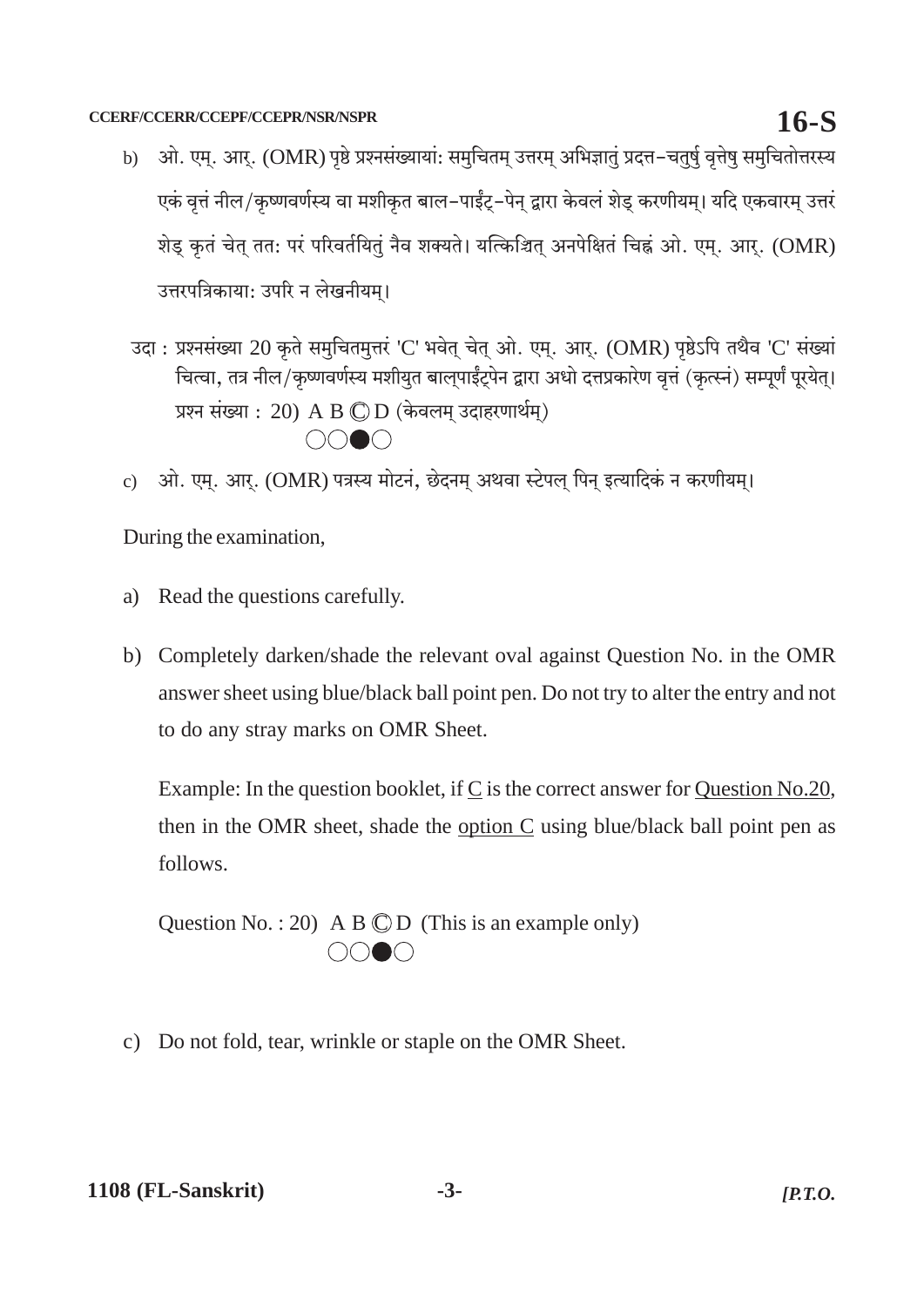b) ओ. एम्. आर्. (OMR) पृष्ठे प्रश्नसंख्यायां: समुचितम् उत्तरम् अभिज्ञातुं प्रदत्त-चतुर्षु वृत्तेषु समुचितोत्तरस्य एकं वृत्तं नील/कृष्णवर्णस्य वा मशीकृत बाल-पाईंट्-पेन् द्वारा केवलं शेड् करणीयम्। यदि एकवारम् उत्तरं शेड् कृतं चेत् ततः परं परिवर्तयितुं नैव शक्यते। यत्किञ्चित् अनपेक्षितं चिह्नं ओ. एम्. आर्. (OMR) उत्तरपत्रिकायाः उपरि न लेखनीयम्।

उदा : प्रश्नसंख्या 20 कृते समुचितमुत्तरं 'C' भवेत् चेत् ओ. एम्. आर्. (OMR) पृष्ठेऽपि तथैव 'C' संख्यां चित्वा, तत्र नील/कृष्णवर्णस्य मशीयुत बाल्पाईंट्पेन द्वारा अधो दत्तप्रकारेण वृत्तं (कृत्स्नं) सम्पूर्णं पूरयेत्।

प्रश्न संख्या : 20) A B Ⓒ D (केवलम् उदाहरणार्थम्)
○○●○

c) ओ. एम्. आर्. (OMR) पत्रस्य मोटनं, छेदनम् अथवा स्टेपल् पिन् इत्यादिकं न करणीयम्।

During the examination,

a) Read the questions carefully.

b) Completely darken/shade the relevant oval against Question No. in the OMR answer sheet using blue/black ball point pen. Do not try to alter the entry and not to do any stray marks on OMR Sheet.

Example: In the question booklet, if C is the correct answer for Question No.20, then in the OMR sheet, shade the option C using blue/black ball point pen as follows.

Question No. : 20) A B Ⓒ D (This is an example only)
○○●○

c) Do not fold, tear, wrinkle or staple on the OMR Sheet.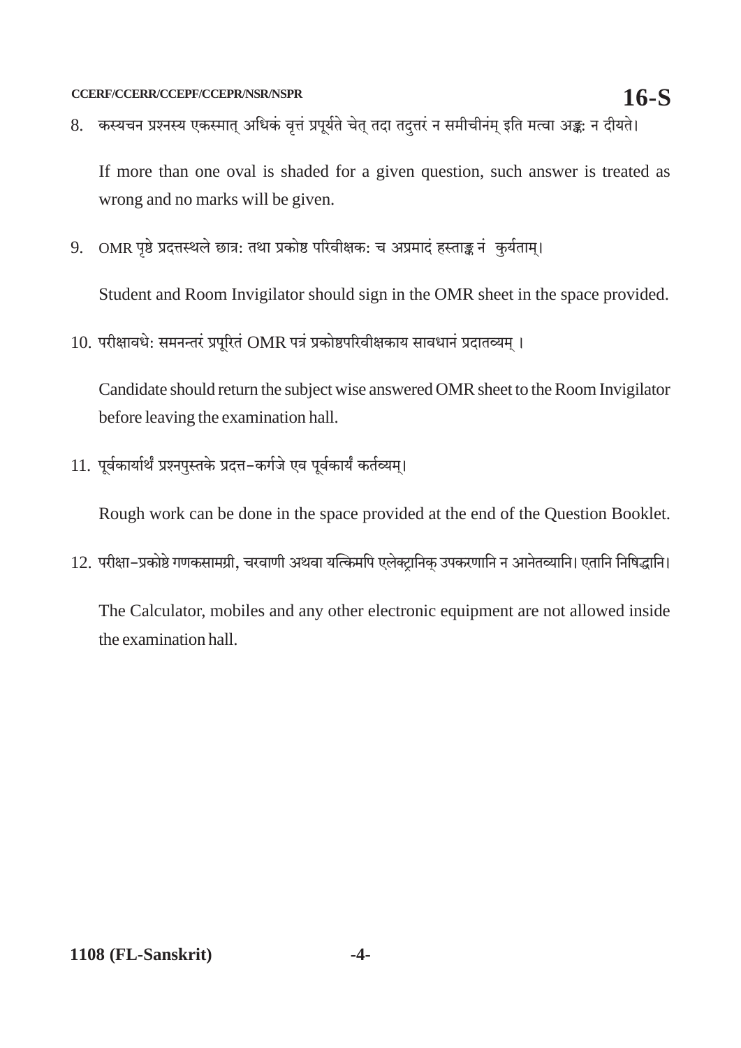8. कस्यचन प्रश्नस्य एकस्मात् अधिकं वृत्तं प्रपूर्यते चेत् तदा तदुत्तरं न समीचीनंम् इति मत्वा अङ्कः न दीयते।

   If more than one oval is shaded for a given question, such answer is treated as wrong and no marks will be given.

9. OMR पृष्ठे प्रदत्तस्थले छात्रः तथा प्रकोष्ठ परिवीक्षकः च अप्रमादं हस्ताङ्क नं कुर्यताम्।

   Student and Room Invigilator should sign in the OMR sheet in the space provided.

10. परीक्षावधेः समनन्तरं प्रपूरितं OMR पत्रं प्रकोष्ठपरिवीक्षकाय सावधानं प्रदातव्यम् ।

    Candidate should return the subject wise answered OMR sheet to the Room Invigilator before leaving the examination hall.

11. पूर्वकार्यार्थं प्रश्नपुस्तके प्रदत्त–कर्गजे एव पूर्वकार्यं कर्तव्यम्।

    Rough work can be done in the space provided at the end of the Question Booklet.

12. परीक्षा–प्रकोष्ठे गणकसामग्री, चरवाणी अथवा यत्किमपि एलेक्ट्रानिक् उपकरणानि न आनेतव्यानि। एतानि निषिद्धानि।

    The Calculator, mobiles and any other electronic equipment are not allowed inside the examination hall.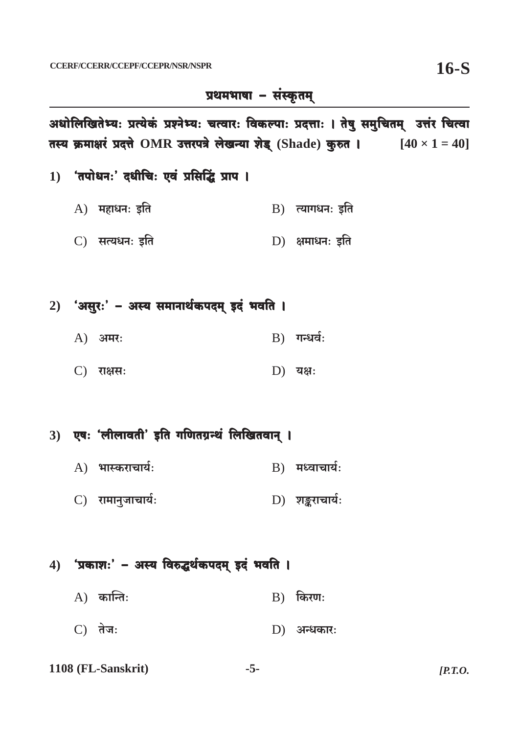## प्रथमभाषा – संस्कृतम्

**अधोलिखितेभ्यः प्रत्येकं प्रश्नेभ्यः चत्वारः विकल्पाः प्रदत्ताः । तेषु समुचितम् उत्तरं चित्वा तस्य क्रमाक्षरं प्रदत्ते OMR उत्तरपत्रे लेखन्या शेड् (Shade) कुरुत ।** **[40 × 1 = 40]**

1) **'तपोधनः' दधीचिः एवं प्रसिद्धिं प्राप ।**

   A) महाधनः इति  
   B) त्यागधनः इति  
   C) सत्यधनः इति  
   D) क्षमाधनः इति

2) **'असुरः' – अस्य समानार्थकपदम् इदं भवति ।**

   A) अमरः  
   B) गन्धर्वः  
   C) राक्षसः  
   D) यक्षः

3) **एषः 'लीलावती' इति गणितग्रन्थं लिखितवान् ।**

   A) भास्कराचार्यः  
   B) मध्वाचार्यः  
   C) रामानुजाचार्यः  
   D) शङ्कराचार्यः

4) **'प्रकाशः' – अस्य विरुद्धार्थकपदम् इदं भवति ।**

   A) कान्तिः  
   B) किरणः  
   C) तेजः  
   D) अन्धकारः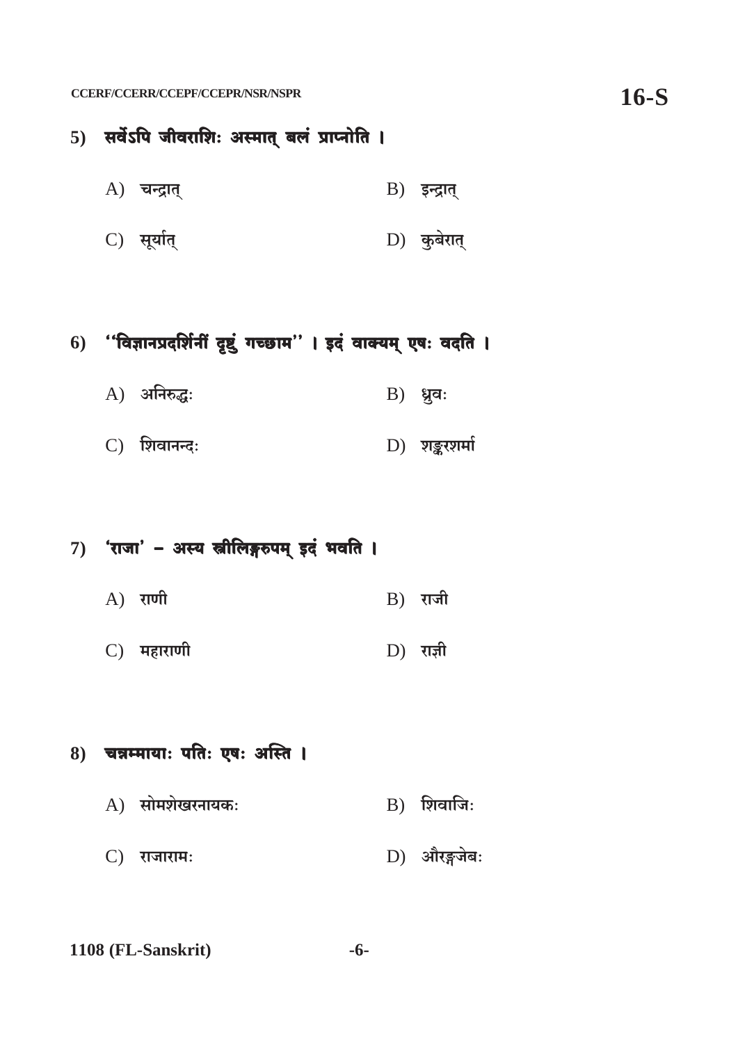5) **सर्वेऽपि जीवराशिः अस्मात् बलं प्राप्नोति ।**

   A) चन्द्रात्  B) इन्द्रात्

   C) सूर्यात्  D) कुबेरात्

6) **''विज्ञानप्रदर्शिनीं द्रष्टुं गच्छाम'' । इदं वाक्यम् एषः वदति ।**

   A) अनिरुद्धः  B) ध्रुवः

   C) शिवानन्दः  D) शङ्करशर्मा

7) **'राजा' – अस्य स्त्रीलिङ्गरुपम् इदं भवति ।**

   A) राणी  B) राजी

   C) महाराणी  D) राज्ञी

8) **चन्नम्मायाः पतिः एषः अस्ति ।**

   A) सोमशेखरनायकः  B) शिवाजिः

   C) राजारामः  D) औरङ्गजेबः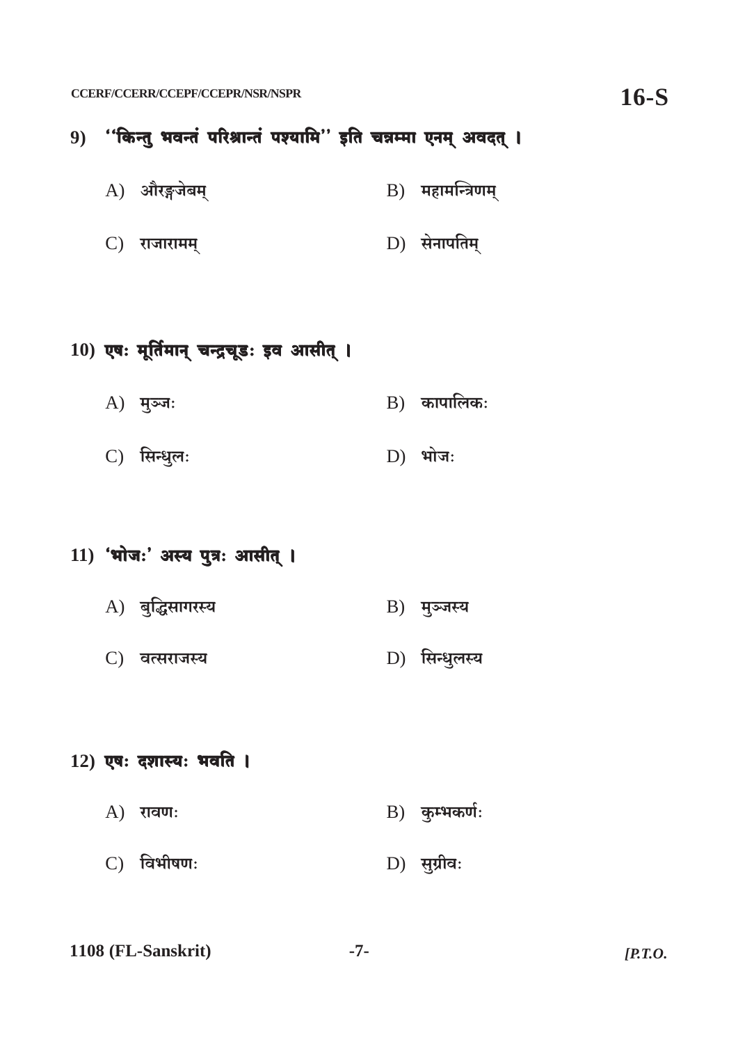9) ''किन्तु भवन्तं परिश्रान्तं पश्यामि'' इति चन्नम्मा एनम् अवदत् ।

A) औरङ्गजेबम्　　B) महामन्त्रिणम्

C) राजारामम्　　D) सेनापतिम्

10) एषः मूर्तिमान् चन्द्रचूडः इव आसीत् ।

A) मुञ्जः　　B) कापालिकः

C) सिन्धुलः　　D) भोजः

11) 'भोजः' अस्य पुत्रः आसीत् ।

A) बुद्धिसागरस्य　　B) मुञ्जस्य

C) वत्सराजस्य　　D) सिन्धुलस्य

12) एषः दशास्यः भवति ।

A) रावणः　　B) कुम्भकर्णः

C) विभीषणः　　D) सुग्रीवः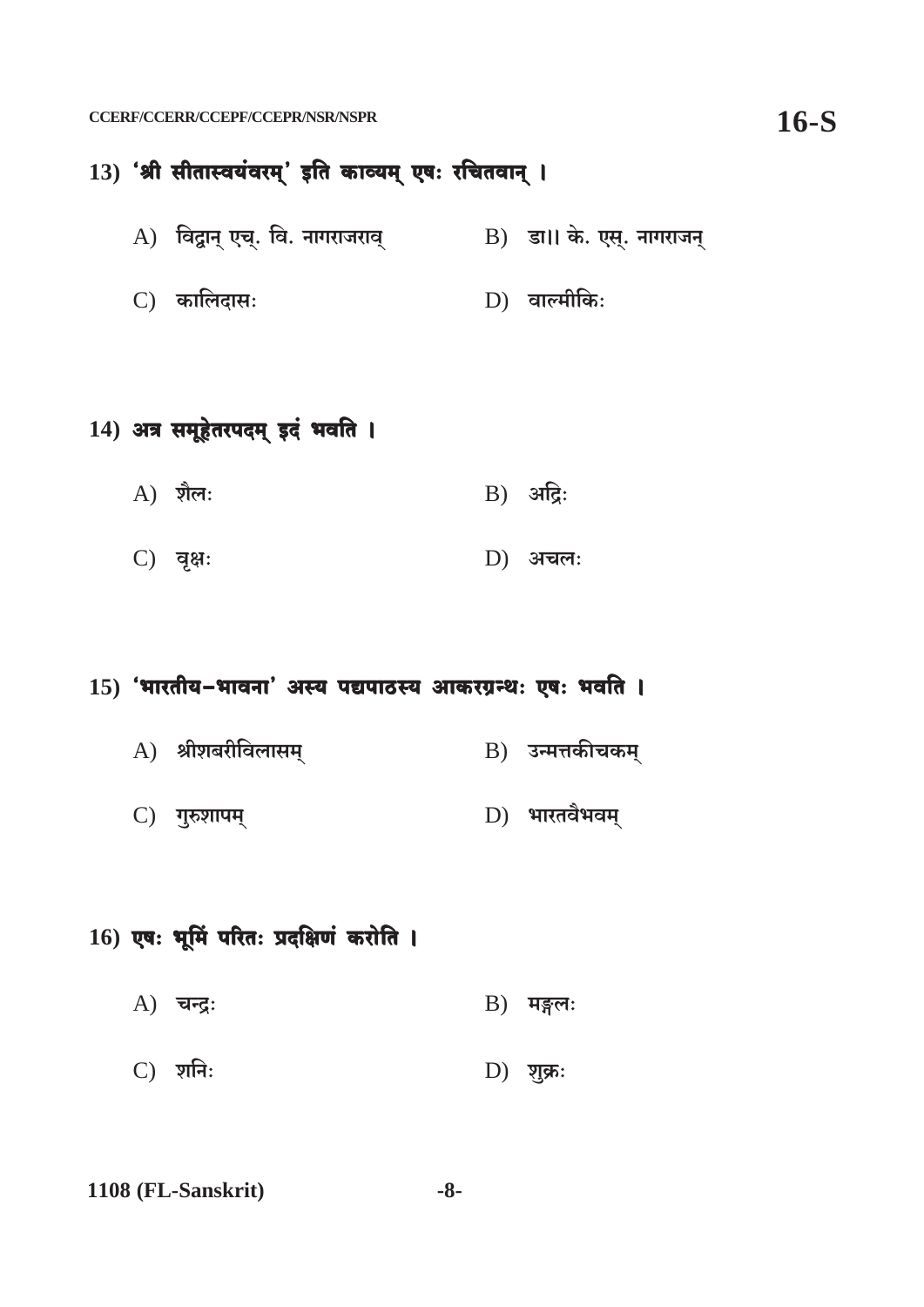**13) 'श्री सीतास्वयंवरम्' इति काव्यम् एषः रचितवान् ।**

A) विद्वान् एच्. वि. नागराजराव्

B) डा।। के. एस्. नागराजन्

C) कालिदासः

D) वाल्मीकिः

**14) अत्र समूहेतरपदम् इदं भवति ।**

A) शैलः

B) अद्रिः

C) वृक्षः

D) अचलः

**15) 'भारतीय–भावना' अस्य पद्यपाठस्य आकरग्रन्थः एषः भवति ।**

A) श्रीशबरीविलासम्

B) उन्मत्तकीचकम्

C) गुरुशापम्

D) भारतवैभवम्

**16) एषः भूमिं परितः प्रदक्षिणं करोति ।**

A) चन्द्रः

B) मङ्गलः

C) शनिः

D) शुक्रः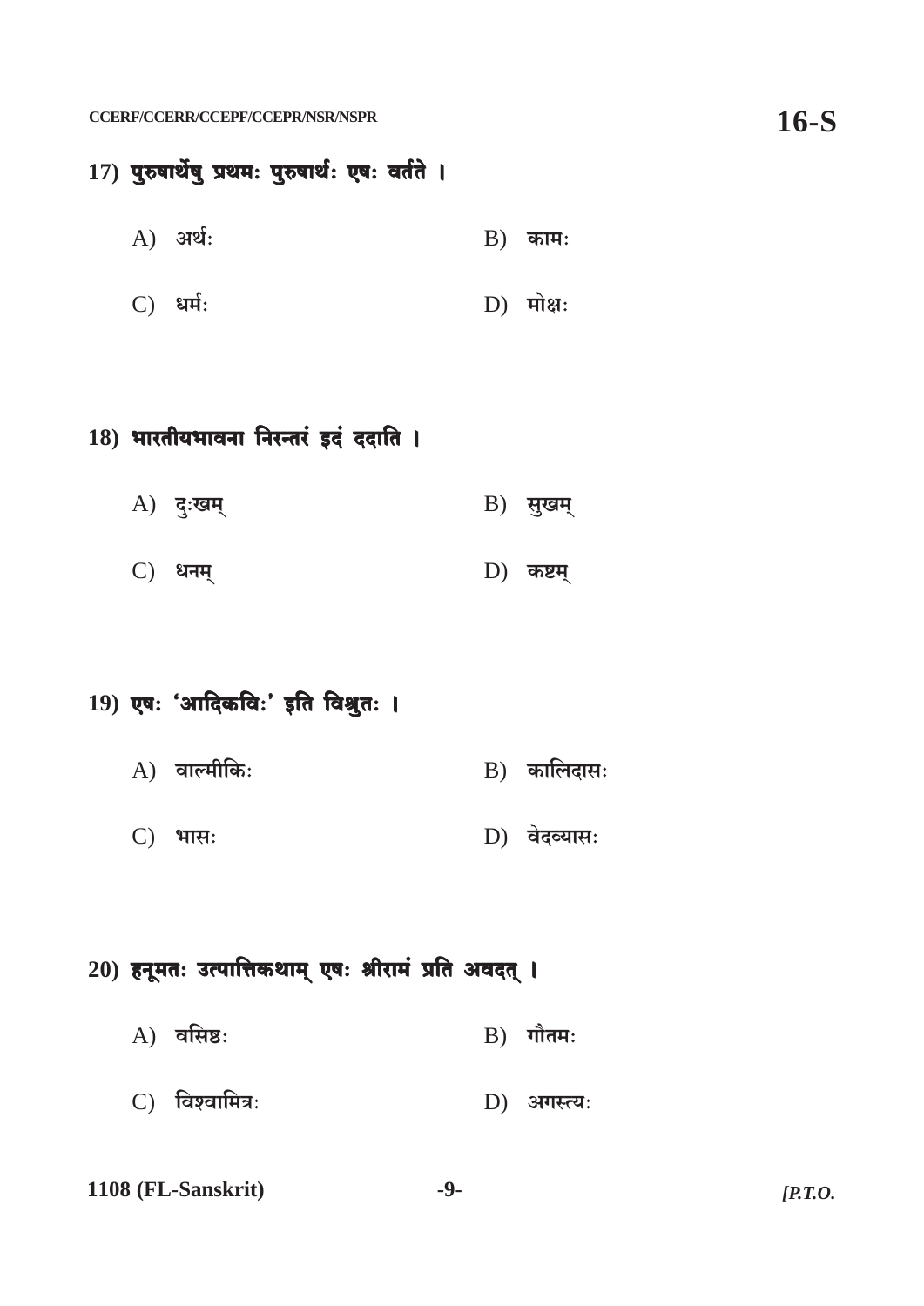**17) पुरुषार्थेषु प्रथमः पुरुषार्थः एषः वर्तते ।**

A) अर्थः

B) कामः

C) धर्मः

D) मोक्षः

**18) भारतीयभावना निरन्तरं इदं ददाति ।**

A) दुःखम्

B) सुखम्

C) धनम्

D) कष्टम्

**19) एषः 'आदिकविः' इति विश्रुतः ।**

A) वाल्मीकिः

B) कालिदासः

C) भासः

D) वेदव्यासः

**20) हनूमतः उत्पात्तिकथाम् एषः श्रीरामं प्रति अवदत् ।**

A) वसिष्ठः

B) गौतमः

C) विश्वामित्रः

D) अगस्त्यः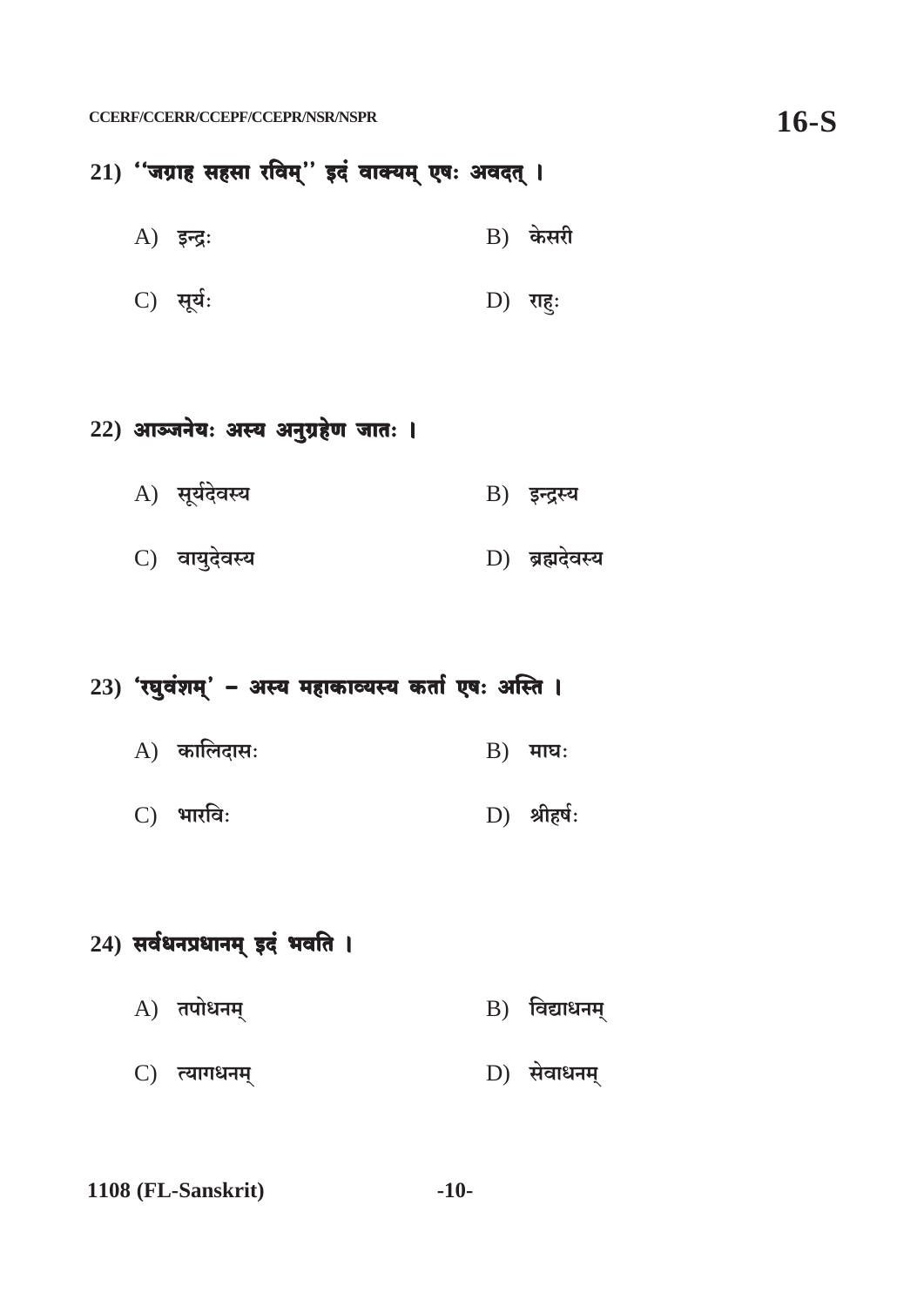21) ''जग्राह सहसा रविम्'' इदं वाक्यम् एषः अवदत् ।

A) इन्द्रः

B) केसरी

C) सूर्यः

D) राहुः

22) आञ्जनेयः अस्य अनुग्रहेण जातः ।

A) सूर्यदेवस्य

B) इन्द्रस्य

C) वायुदेवस्य

D) ब्रह्मदेवस्य

23) 'रघुवंशम्' – अस्य महाकाव्यस्य कर्ता एषः अस्ति ।

A) कालिदासः

B) माघः

C) भारविः

D) श्रीहर्षः

24) सर्वधनप्रधानम् इदं भवति ।

A) तपोधनम्

B) विद्याधनम्

C) त्यागधनम्

D) सेवाधनम्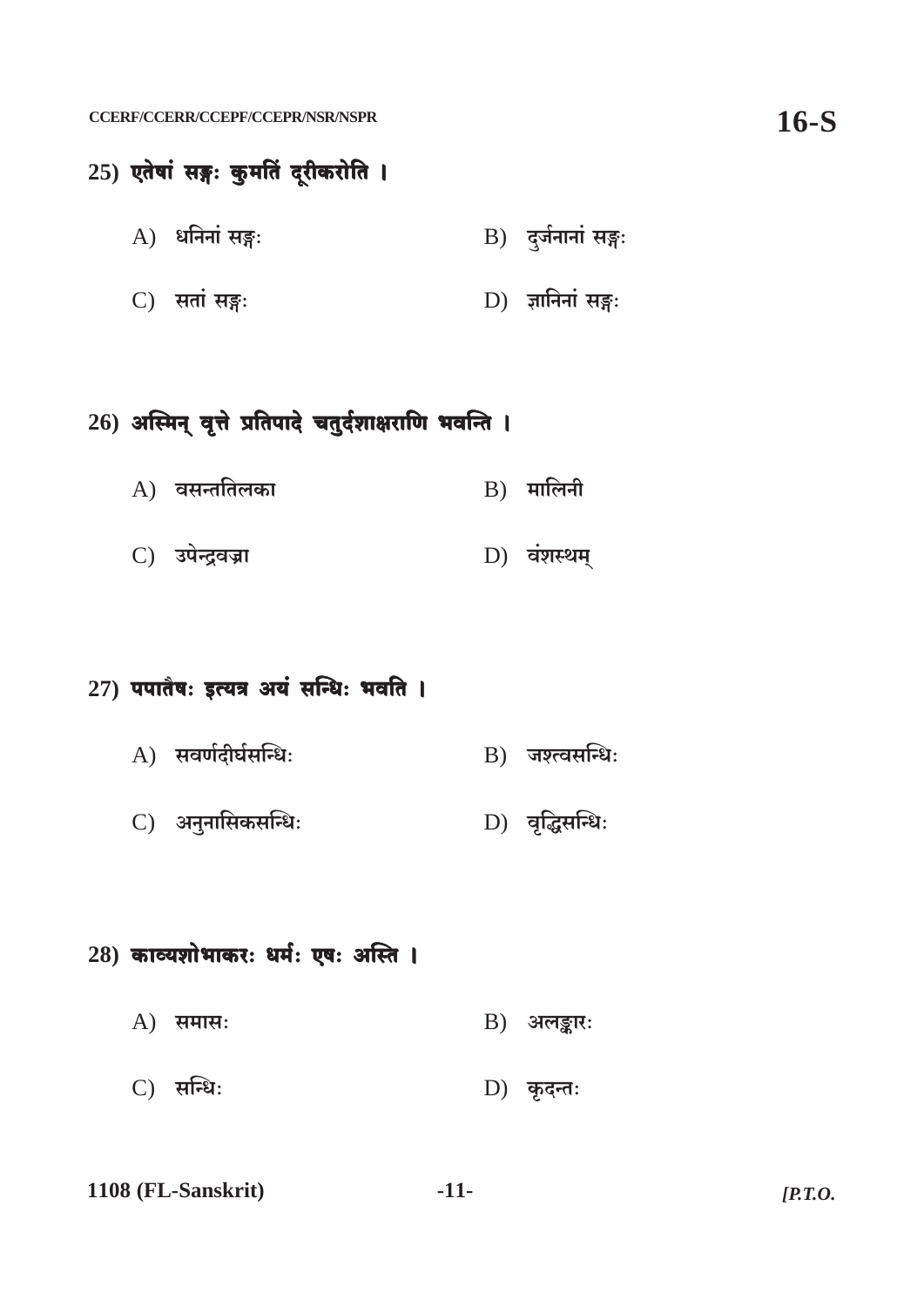25) **एतेषां सङ्गः कुमतिं दूरीकरोति ।**

A) धनिनां सङ्गः

B) दुर्जनानां सङ्गः

C) सतां सङ्गः

D) ज्ञानिनां सङ्गः

26) **अस्मिन् वृत्ते प्रतिपादे चतुर्दशाक्षराणि भवन्ति ।**

A) वसन्ततिलका

B) मालिनी

C) उपेन्द्रवज्रा

D) वंशस्थम्

27) **पपातैषः इत्यत्र अयं सन्धिः भवति ।**

A) सवर्णदीर्घसन्धिः

B) जश्त्वसन्धिः

C) अनुनासिकसन्धिः

D) वृद्धिसन्धिः

28) **काव्यशोभाकरः धर्मः एषः अस्ति ।**

A) समासः

B) अलङ्कारः

C) सन्धिः

D) कृदन्तः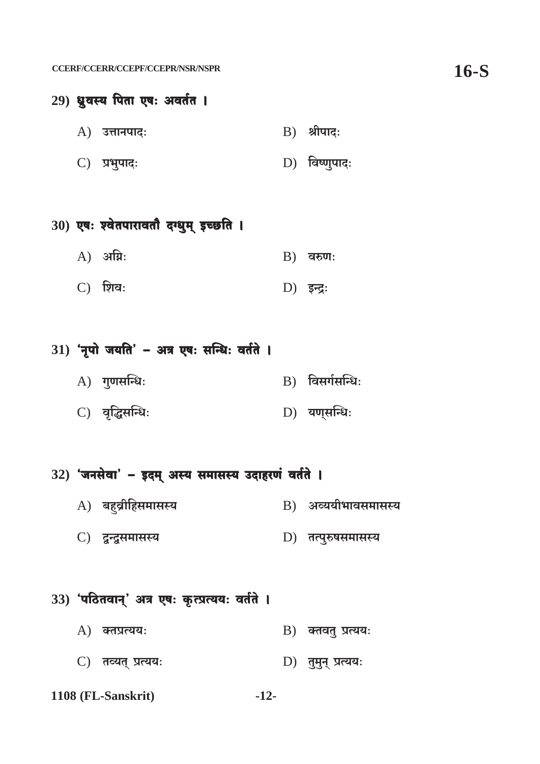**29) ध्रुवस्य पिता एषः अवर्तत ।**

A) उत्तानपादः B) श्रीपादः

C) प्रभुपादः D) विष्णुपादः

**30) एषः श्वेतपारावतौ दग्धुम् इच्छति ।**

A) अग्निः B) वरुणः

C) शिवः D) इन्द्रः

**31) 'नृपो जयति' – अत्र एषः सन्धिः वर्तते ।**

A) गुणसन्धिः B) विसर्गसन्धिः

C) वृद्धिसन्धिः D) यण्सन्धिः

**32) 'जनसेवा' – इदम् अस्य समासस्य उदाहरणं वर्तते ।**

A) बहुव्रीहिसमासस्य B) अव्ययीभावसमासस्य

C) द्वन्द्वसमासस्य D) तत्पुरुषसमासस्य

**33) 'पठितवान्' अत्र एषः कृत्प्रत्ययः वर्तते ।**

A) क्तप्रत्ययः B) क्तवतु प्रत्ययः

C) तव्यत् प्रत्ययः D) तुमुन् प्रत्ययः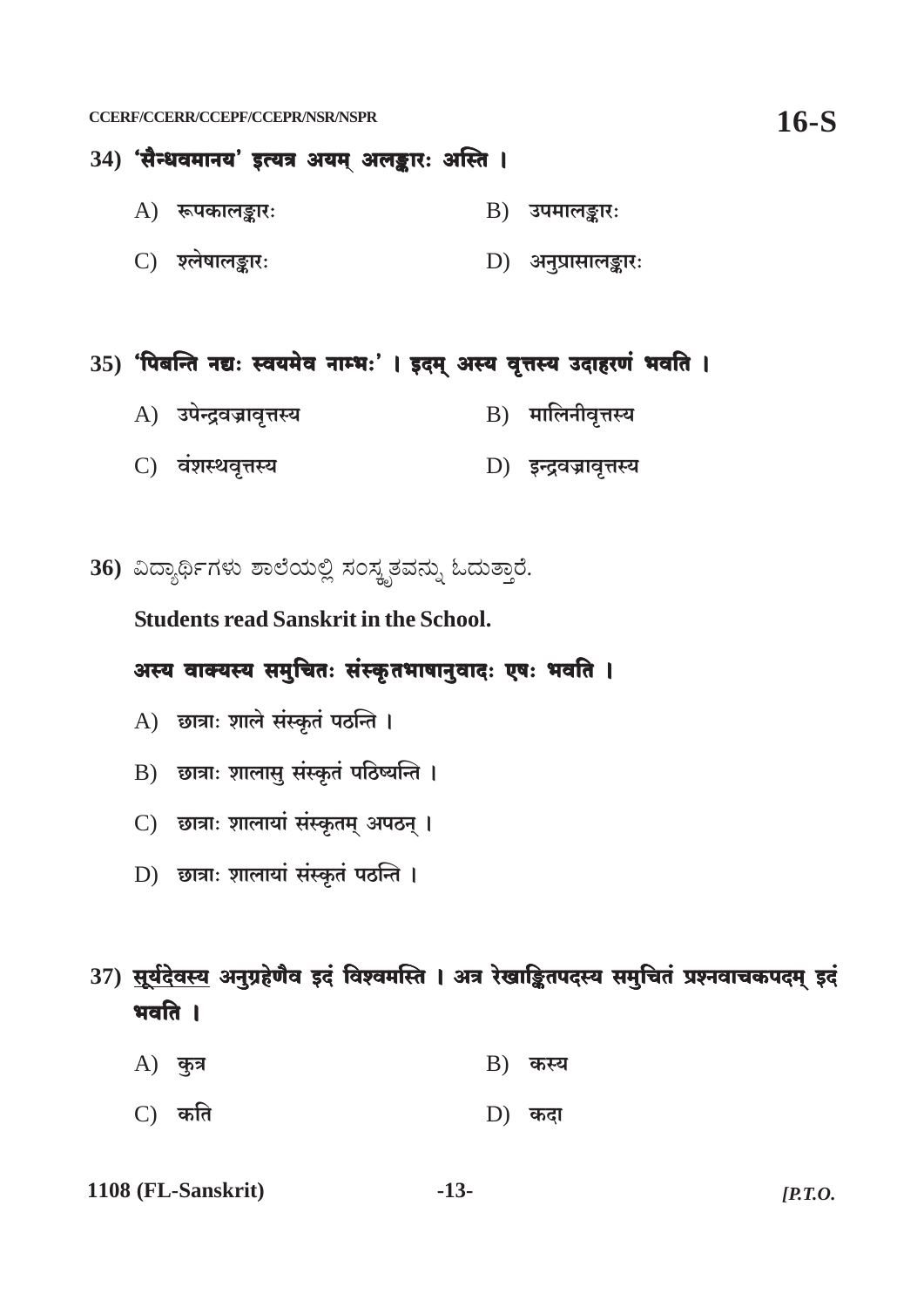**34) 'सैन्धवमानय' इत्यत्र अयम् अलङ्कारः अस्ति ।**

A) रूपकालङ्कारः

B) उपमालङ्कारः

C) श्लेषालङ्कारः

D) अनुप्रासालङ्कारः

**35) 'पिबन्ति नद्यः स्वयमेव नाम्भः' । इदम् अस्य वृत्तस्य उदाहरणं भवति ।**

A) उपेन्द्रवज्रावृत्तस्य

B) मालिनीवृत्तस्य

C) वंशस्थवृत्तस्य

D) इन्द्रवज्रावृत्तस्य

**36)** ವಿದ್ಯಾರ್ಥಿಗಳು ಶಾಲೆಯಲ್ಲಿ ಸಂಸ್ಕೃತವನ್ನು ಓದುತ್ತಾರೆ.

**Students read Sanskrit in the School.**

**अस्य वाक्यस्य समुचितः संस्कृतभाषानुवादः एषः भवति ।**

A) छात्राः शाले संस्कृतं पठन्ति ।

B) छात्राः शालासु संस्कृतं पठिष्यन्ति ।

C) छात्राः शालायां संस्कृतम् अपठन् ।

D) छात्राः शालायां संस्कृतं पठन्ति ।

**37) <u>सूर्यदेवस्य</u> अनुग्रहेणैव इदं विश्वमस्ति । अत्र रेखाङ्कितपदस्य समुचितं प्रश्नवाचकपदम् इदं भवति ।**

A) कुत्र

B) कस्य

C) कति

D) कदा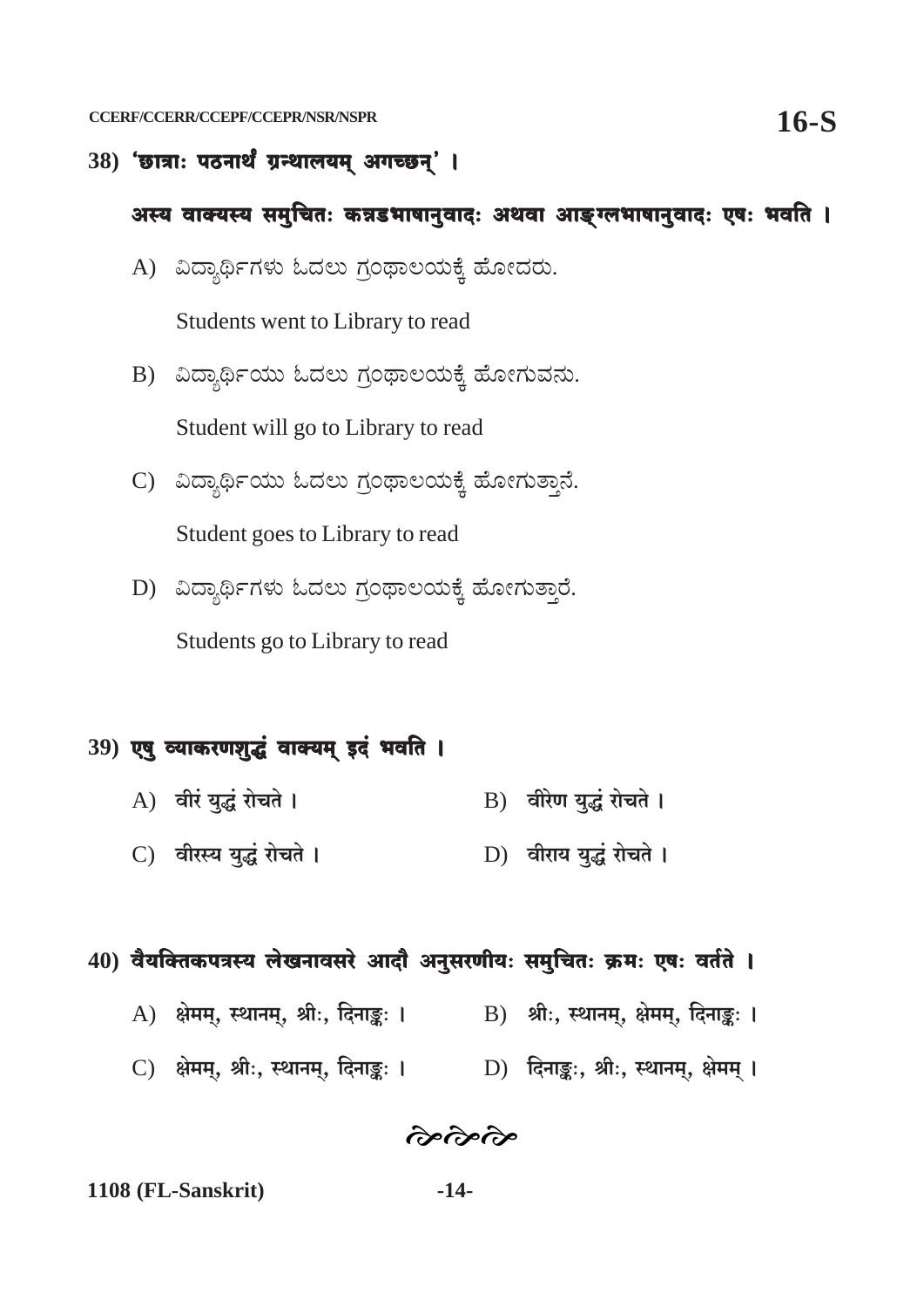38) **'छात्राः पठनार्थं ग्रन्थालयम् अगच्छन्' ।**

**अस्य वाक्यस्य समुचितः कन्नडभाषानुवादः अथवा आङ्ग्लभाषानुवादः एषः भवति ।**

A) ವಿದ್ಯಾರ್ಥಿಗಳು ಓದಲು ಗ್ರಂಥಾಲಯಕ್ಕೆ ಹೋದರು.

Students went to Library to read

B) ವಿದ್ಯಾರ್ಥಿಯು ಓದಲು ಗ್ರಂಥಾಲಯಕ್ಕೆ ಹೋಗುವನು.

Student will go to Library to read

C) ವಿದ್ಯಾರ್ಥಿಯು ಓದಲು ಗ್ರಂಥಾಲಯಕ್ಕೆ ಹೋಗುತ್ತಾನೆ.

Student goes to Library to read

D) ವಿದ್ಯಾರ್ಥಿಗಳು ಓದಲು ಗ್ರಂಥಾಲಯಕ್ಕೆ ಹೋಗುತ್ತಾರೆ.

Students go to Library to read

39) **एषु व्याकरणशुद्धं वाक्यम् इदं भवति ।**

A) वीरं युद्धं रोचते ।

B) वीरेण युद्धं रोचते ।

C) वीरस्य युद्धं रोचते ।

D) वीराय युद्धं रोचते ।

40) **वैयक्तिकपत्रस्य लेखनावसरे आदौ अनुसरणीयः समुचितः क्रमः एषः वर्तते ।**

A) क्षेमम्, स्थानम्, श्रीः, दिनाङ्कः ।

B) श्रीः, स्थानम्, क्षेमम्, दिनाङ्कः ।

C) क्षेमम्, श्रीः, स्थानम्, दिनाङ्कः ।

D) दिनाङ्कः, श्रीः, स्थानम्, क्षेमम् ।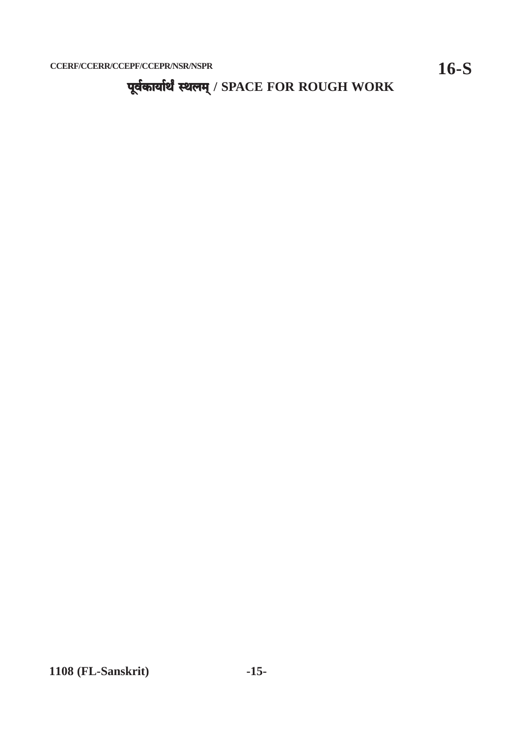## पूर्वकार्यार्थं स्थलम् / SPACE FOR ROUGH WORK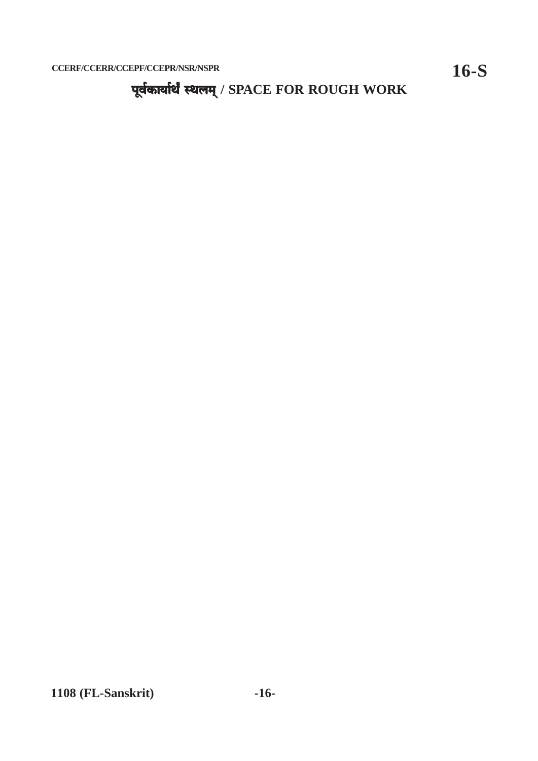# पूर्वकार्यार्थं स्थलम् / SPACE FOR ROUGH WORK